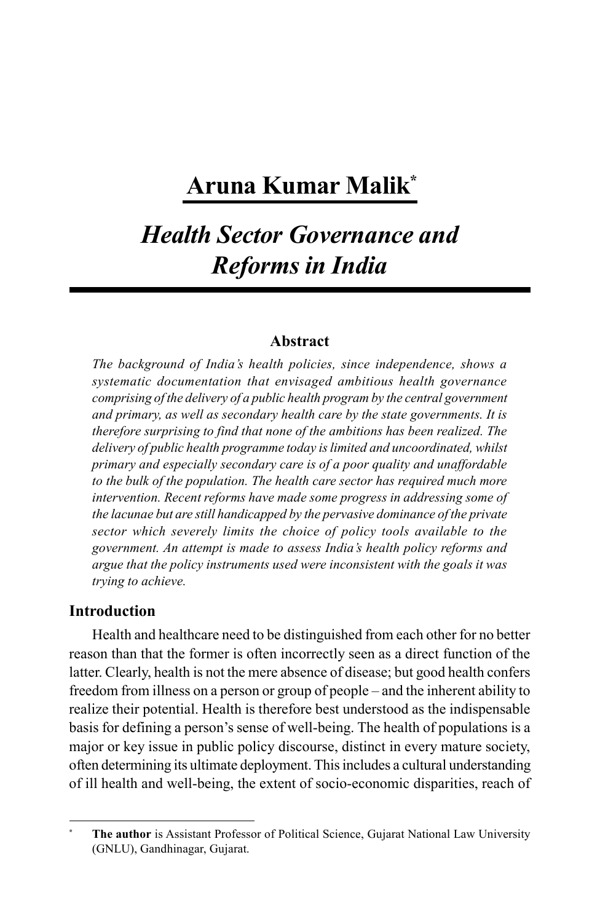# Aruna Kumar Malik[*]

## *Health Sector Governance and Reforms in India*

### Abstract

*The background of India's health policies, since independence, shows a systematic documentation that envisaged ambitious health governance comprising of the delivery of a public health program by the central government and primary, as well as secondary health care by the state governments. It is therefore surprising to find that none of the ambitions has been realized. The delivery of public health programme today is limited and uncoordinated, whilst primary and especially secondary care is of a poor quality and unaffordable to the bulk of the population. The health care sector has required much more intervention. Recent reforms have made some progress in addressing some of the lacunae but are still handicapped by the pervasive dominance of the private sector which severely limits the choice of policy tools available to the government. An attempt is made to assess India's health policy reforms and argue that the policy instruments used were inconsistent with the goals it was trying to achieve.*

### Introduction

Health and healthcare need to be distinguished from each other for no better reason than that the former is often incorrectly seen as a direct function of the latter. Clearly, health is not the mere absence of disease; but good health confers freedom from illness on a person or group of people – and the inherent ability to realize their potential. Health is therefore best understood as the indispensable basis for defining a person's sense of well-being. The health of populations is a major or key issue in public policy discourse, distinct in every mature society, often determining its ultimate deployment. This includes a cultural understanding of ill health and well-being, the extent of socio-economic disparities, reach of

---

[*] **The author** is Assistant Professor of Political Science, Gujarat National Law University (GNLU), Gandhinagar, Gujarat.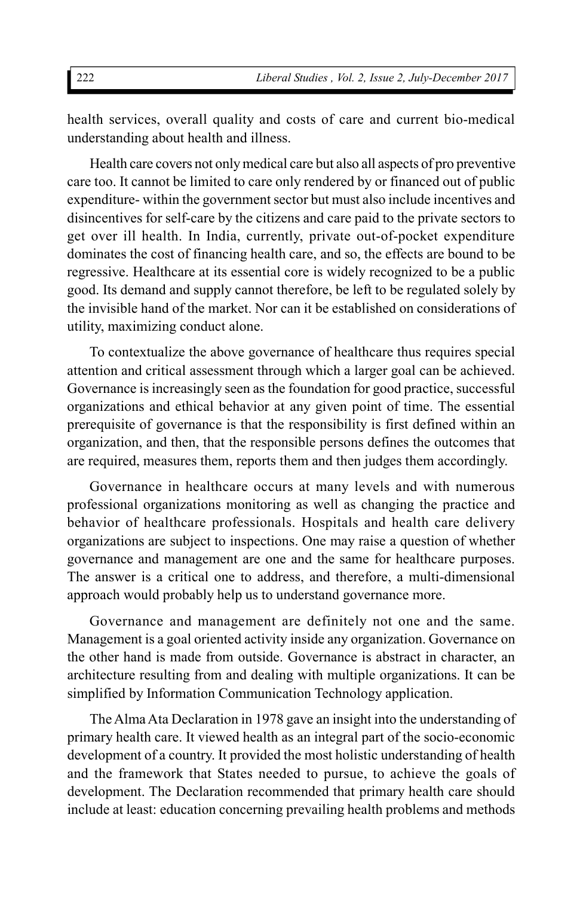health services, overall quality and costs of care and current bio-medical understanding about health and illness.

Health care covers not only medical care but also all aspects of pro preventive care too. It cannot be limited to care only rendered by or financed out of public expenditure- within the government sector but must also include incentives and disincentives for self-care by the citizens and care paid to the private sectors to get over ill health. In India, currently, private out-of-pocket expenditure dominates the cost of financing health care, and so, the effects are bound to be regressive. Healthcare at its essential core is widely recognized to be a public good. Its demand and supply cannot therefore, be left to be regulated solely by the invisible hand of the market. Nor can it be established on considerations of utility, maximizing conduct alone.

To contextualize the above governance of healthcare thus requires special attention and critical assessment through which a larger goal can be achieved. Governance is increasingly seen as the foundation for good practice, successful organizations and ethical behavior at any given point of time. The essential prerequisite of governance is that the responsibility is first defined within an organization, and then, that the responsible persons defines the outcomes that are required, measures them, reports them and then judges them accordingly.

Governance in healthcare occurs at many levels and with numerous professional organizations monitoring as well as changing the practice and behavior of healthcare professionals. Hospitals and health care delivery organizations are subject to inspections. One may raise a question of whether governance and management are one and the same for healthcare purposes. The answer is a critical one to address, and therefore, a multi-dimensional approach would probably help us to understand governance more.

Governance and management are definitely not one and the same. Management is a goal oriented activity inside any organization. Governance on the other hand is made from outside. Governance is abstract in character, an architecture resulting from and dealing with multiple organizations. It can be simplified by Information Communication Technology application.

The Alma Ata Declaration in 1978 gave an insight into the understanding of primary health care. It viewed health as an integral part of the socio-economic development of a country. It provided the most holistic understanding of health and the framework that States needed to pursue, to achieve the goals of development. The Declaration recommended that primary health care should include at least: education concerning prevailing health problems and methods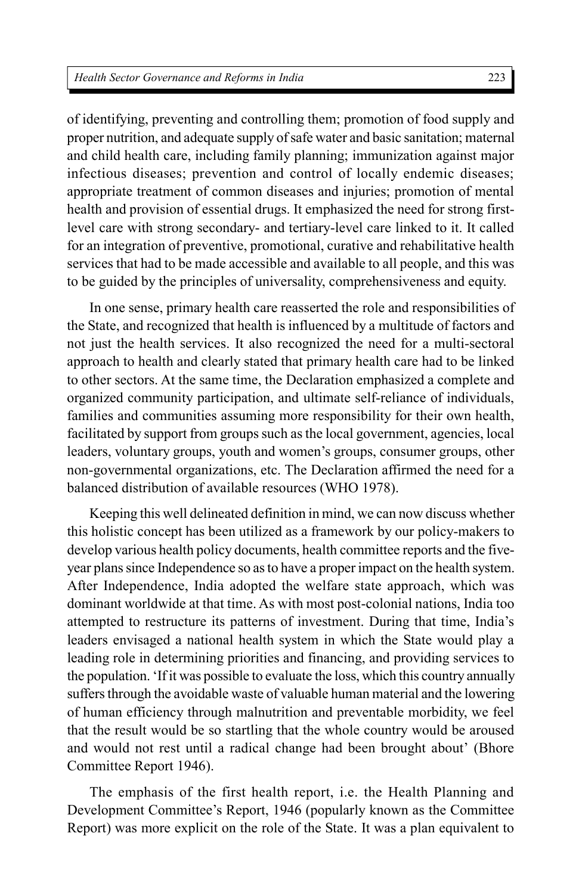of identifying, preventing and controlling them; promotion of food supply and proper nutrition, and adequate supply of safe water and basic sanitation; maternal and child health care, including family planning; immunization against major infectious diseases; prevention and control of locally endemic diseases; appropriate treatment of common diseases and injuries; promotion of mental health and provision of essential drugs. It emphasized the need for strong first-level care with strong secondary- and tertiary-level care linked to it. It called for an integration of preventive, promotional, curative and rehabilitative health services that had to be made accessible and available to all people, and this was to be guided by the principles of universality, comprehensiveness and equity.

In one sense, primary health care reasserted the role and responsibilities of the State, and recognized that health is influenced by a multitude of factors and not just the health services. It also recognized the need for a multi-sectoral approach to health and clearly stated that primary health care had to be linked to other sectors. At the same time, the Declaration emphasized a complete and organized community participation, and ultimate self-reliance of individuals, families and communities assuming more responsibility for their own health, facilitated by support from groups such as the local government, agencies, local leaders, voluntary groups, youth and women's groups, consumer groups, other non-governmental organizations, etc. The Declaration affirmed the need for a balanced distribution of available resources (WHO 1978).

Keeping this well delineated definition in mind, we can now discuss whether this holistic concept has been utilized as a framework by our policy-makers to develop various health policy documents, health committee reports and the five-year plans since Independence so as to have a proper impact on the health system. After Independence, India adopted the welfare state approach, which was dominant worldwide at that time. As with most post-colonial nations, India too attempted to restructure its patterns of investment. During that time, India's leaders envisaged a national health system in which the State would play a leading role in determining priorities and financing, and providing services to the population. 'If it was possible to evaluate the loss, which this country annually suffers through the avoidable waste of valuable human material and the lowering of human efficiency through malnutrition and preventable morbidity, we feel that the result would be so startling that the whole country would be aroused and would not rest until a radical change had been brought about' (Bhore Committee Report 1946).

The emphasis of the first health report, i.e. the Health Planning and Development Committee's Report, 1946 (popularly known as the Committee Report) was more explicit on the role of the State. It was a plan equivalent to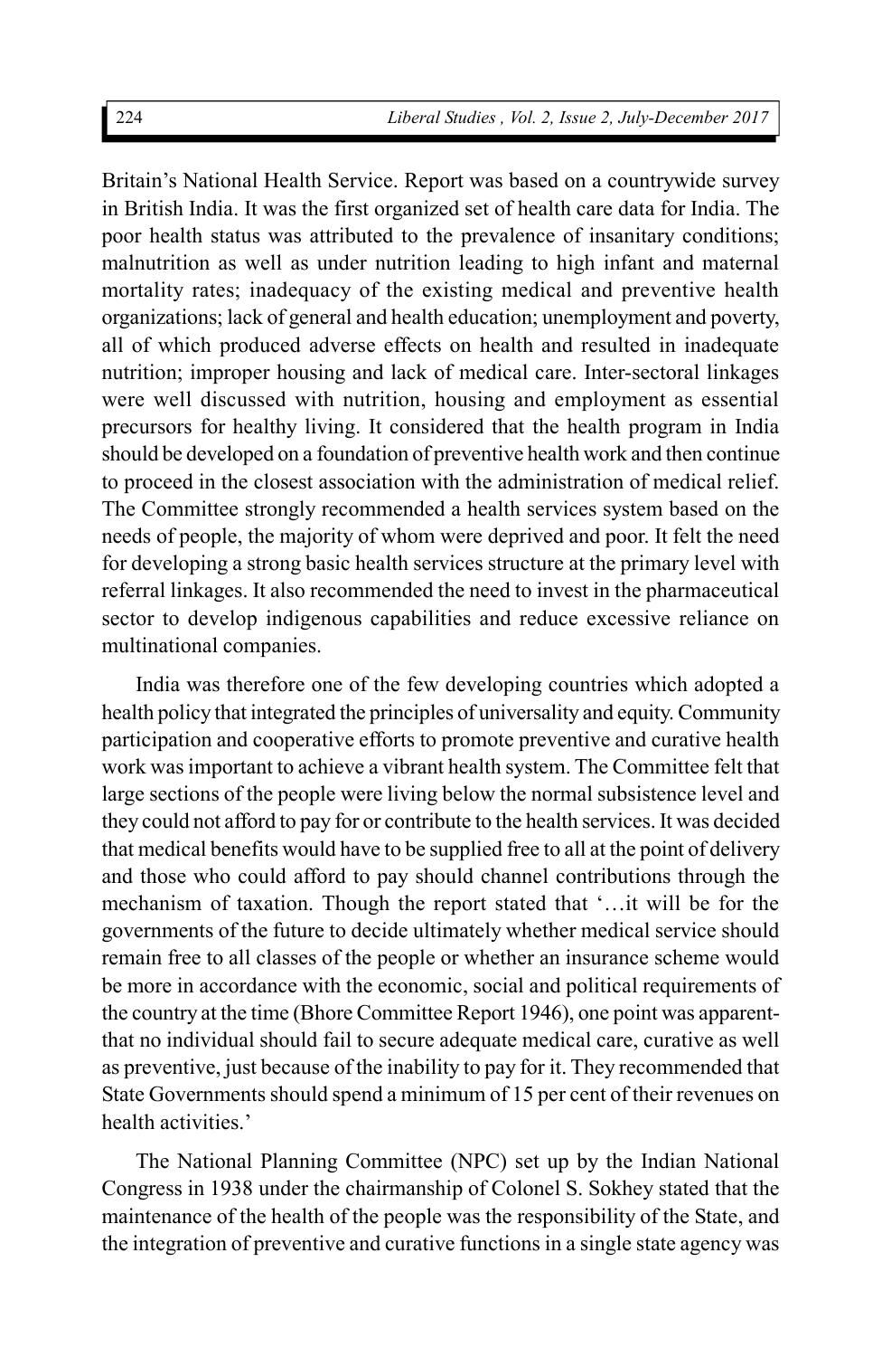Britain's National Health Service. Report was based on a countrywide survey in British India. It was the first organized set of health care data for India. The poor health status was attributed to the prevalence of insanitary conditions; malnutrition as well as under nutrition leading to high infant and maternal mortality rates; inadequacy of the existing medical and preventive health organizations; lack of general and health education; unemployment and poverty, all of which produced adverse effects on health and resulted in inadequate nutrition; improper housing and lack of medical care. Inter-sectoral linkages were well discussed with nutrition, housing and employment as essential precursors for healthy living. It considered that the health program in India should be developed on a foundation of preventive health work and then continue to proceed in the closest association with the administration of medical relief. The Committee strongly recommended a health services system based on the needs of people, the majority of whom were deprived and poor. It felt the need for developing a strong basic health services structure at the primary level with referral linkages. It also recommended the need to invest in the pharmaceutical sector to develop indigenous capabilities and reduce excessive reliance on multinational companies.

India was therefore one of the few developing countries which adopted a health policy that integrated the principles of universality and equity. Community participation and cooperative efforts to promote preventive and curative health work was important to achieve a vibrant health system. The Committee felt that large sections of the people were living below the normal subsistence level and they could not afford to pay for or contribute to the health services. It was decided that medical benefits would have to be supplied free to all at the point of delivery and those who could afford to pay should channel contributions through the mechanism of taxation. Though the report stated that '…it will be for the governments of the future to decide ultimately whether medical service should remain free to all classes of the people or whether an insurance scheme would be more in accordance with the economic, social and political requirements of the country at the time (Bhore Committee Report 1946), one point was apparent- that no individual should fail to secure adequate medical care, curative as well as preventive, just because of the inability to pay for it. They recommended that State Governments should spend a minimum of 15 per cent of their revenues on health activities.'

The National Planning Committee (NPC) set up by the Indian National Congress in 1938 under the chairmanship of Colonel S. Sokhey stated that the maintenance of the health of the people was the responsibility of the State, and the integration of preventive and curative functions in a single state agency was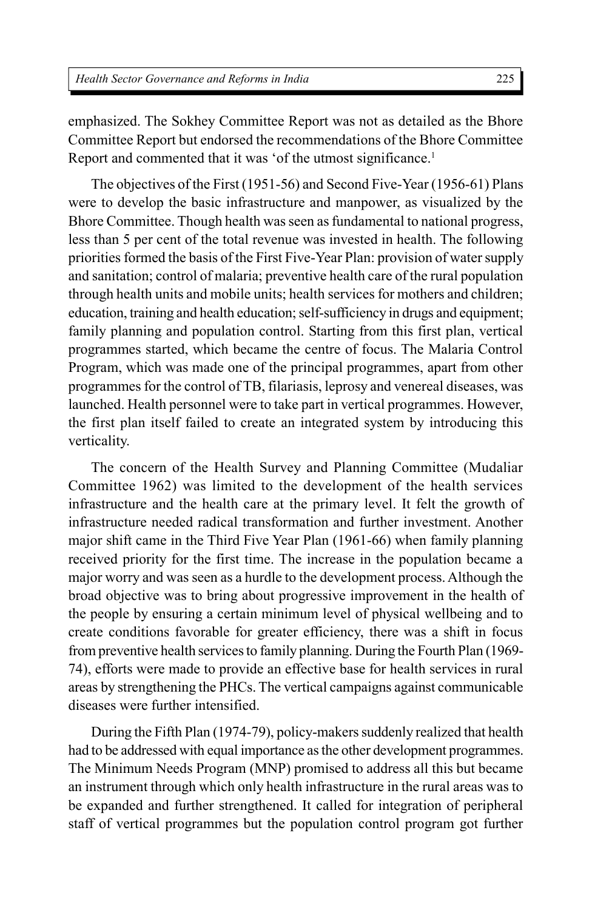emphasized. The Sokhey Committee Report was not as detailed as the Bhore Committee Report but endorsed the recommendations of the Bhore Committee Report and commented that it was 'of the utmost significance.[1]

The objectives of the First (1951-56) and Second Five-Year (1956-61) Plans were to develop the basic infrastructure and manpower, as visualized by the Bhore Committee. Though health was seen as fundamental to national progress, less than 5 per cent of the total revenue was invested in health. The following priorities formed the basis of the First Five-Year Plan: provision of water supply and sanitation; control of malaria; preventive health care of the rural population through health units and mobile units; health services for mothers and children; education, training and health education; self-sufficiency in drugs and equipment; family planning and population control. Starting from this first plan, vertical programmes started, which became the centre of focus. The Malaria Control Program, which was made one of the principal programmes, apart from other programmes for the control of TB, filariasis, leprosy and venereal diseases, was launched. Health personnel were to take part in vertical programmes. However, the first plan itself failed to create an integrated system by introducing this verticality.

The concern of the Health Survey and Planning Committee (Mudaliar Committee 1962) was limited to the development of the health services infrastructure and the health care at the primary level. It felt the growth of infrastructure needed radical transformation and further investment. Another major shift came in the Third Five Year Plan (1961-66) when family planning received priority for the first time. The increase in the population became a major worry and was seen as a hurdle to the development process. Although the broad objective was to bring about progressive improvement in the health of the people by ensuring a certain minimum level of physical wellbeing and to create conditions favorable for greater efficiency, there was a shift in focus from preventive health services to family planning. During the Fourth Plan (1969-74), efforts were made to provide an effective base for health services in rural areas by strengthening the PHCs. The vertical campaigns against communicable diseases were further intensified.

During the Fifth Plan (1974-79), policy-makers suddenly realized that health had to be addressed with equal importance as the other development programmes. The Minimum Needs Program (MNP) promised to address all this but became an instrument through which only health infrastructure in the rural areas was to be expanded and further strengthened. It called for integration of peripheral staff of vertical programmes but the population control program got further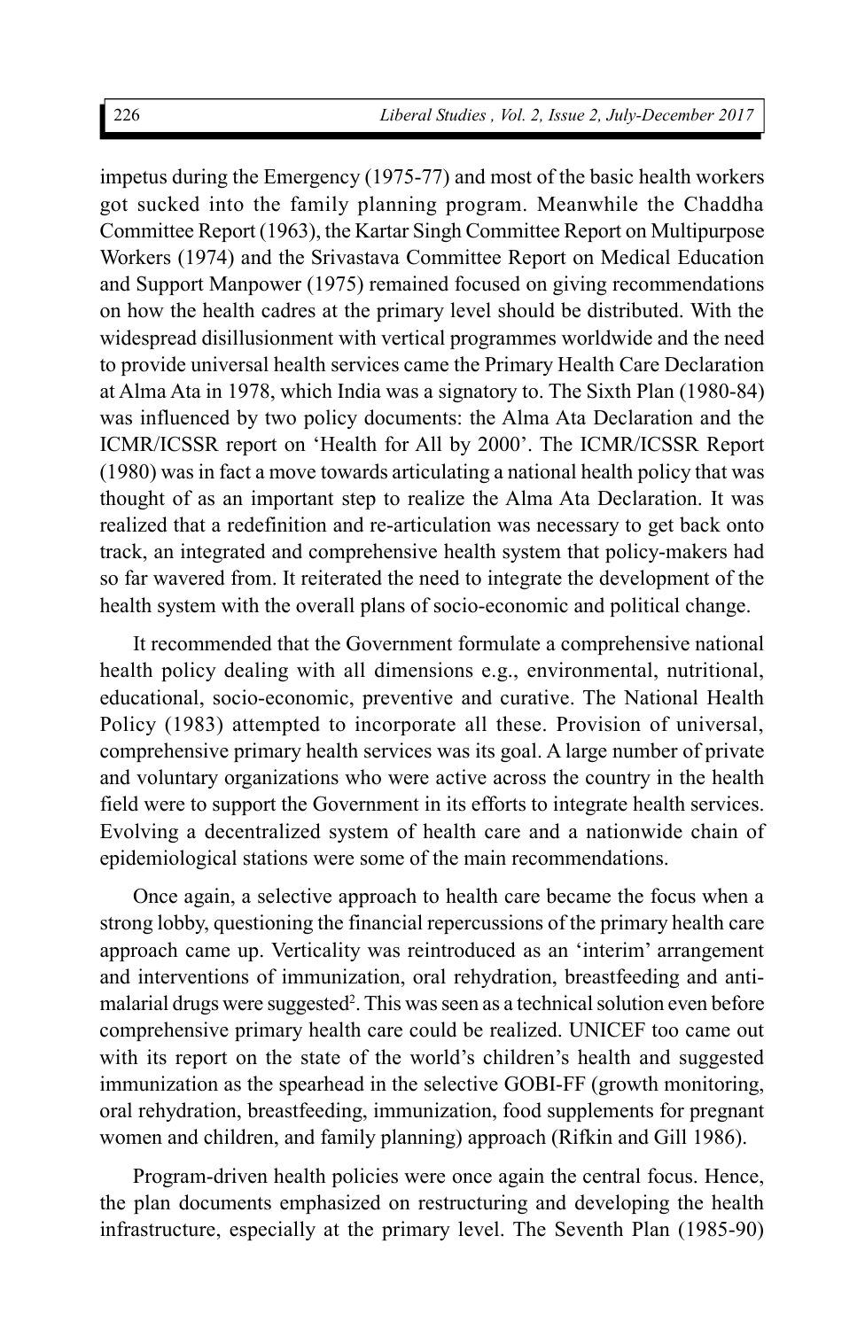impetus during the Emergency (1975-77) and most of the basic health workers got sucked into the family planning program. Meanwhile the Chaddha Committee Report (1963), the Kartar Singh Committee Report on Multipurpose Workers (1974) and the Srivastava Committee Report on Medical Education and Support Manpower (1975) remained focused on giving recommendations on how the health cadres at the primary level should be distributed. With the widespread disillusionment with vertical programmes worldwide and the need to provide universal health services came the Primary Health Care Declaration at Alma Ata in 1978, which India was a signatory to. The Sixth Plan (1980-84) was influenced by two policy documents: the Alma Ata Declaration and the ICMR/ICSSR report on 'Health for All by 2000'. The ICMR/ICSSR Report (1980) was in fact a move towards articulating a national health policy that was thought of as an important step to realize the Alma Ata Declaration. It was realized that a redefinition and re-articulation was necessary to get back onto track, an integrated and comprehensive health system that policy-makers had so far wavered from. It reiterated the need to integrate the development of the health system with the overall plans of socio-economic and political change.

It recommended that the Government formulate a comprehensive national health policy dealing with all dimensions e.g., environmental, nutritional, educational, socio-economic, preventive and curative. The National Health Policy (1983) attempted to incorporate all these. Provision of universal, comprehensive primary health services was its goal. A large number of private and voluntary organizations who were active across the country in the health field were to support the Government in its efforts to integrate health services. Evolving a decentralized system of health care and a nationwide chain of epidemiological stations were some of the main recommendations.

Once again, a selective approach to health care became the focus when a strong lobby, questioning the financial repercussions of the primary health care approach came up. Verticality was reintroduced as an 'interim' arrangement and interventions of immunization, oral rehydration, breastfeeding and anti-malarial drugs were suggested[2]. This was seen as a technical solution even before comprehensive primary health care could be realized. UNICEF too came out with its report on the state of the world's children's health and suggested immunization as the spearhead in the selective GOBI-FF (growth monitoring, oral rehydration, breastfeeding, immunization, food supplements for pregnant women and children, and family planning) approach (Rifkin and Gill 1986).

Program-driven health policies were once again the central focus. Hence, the plan documents emphasized on restructuring and developing the health infrastructure, especially at the primary level. The Seventh Plan (1985-90)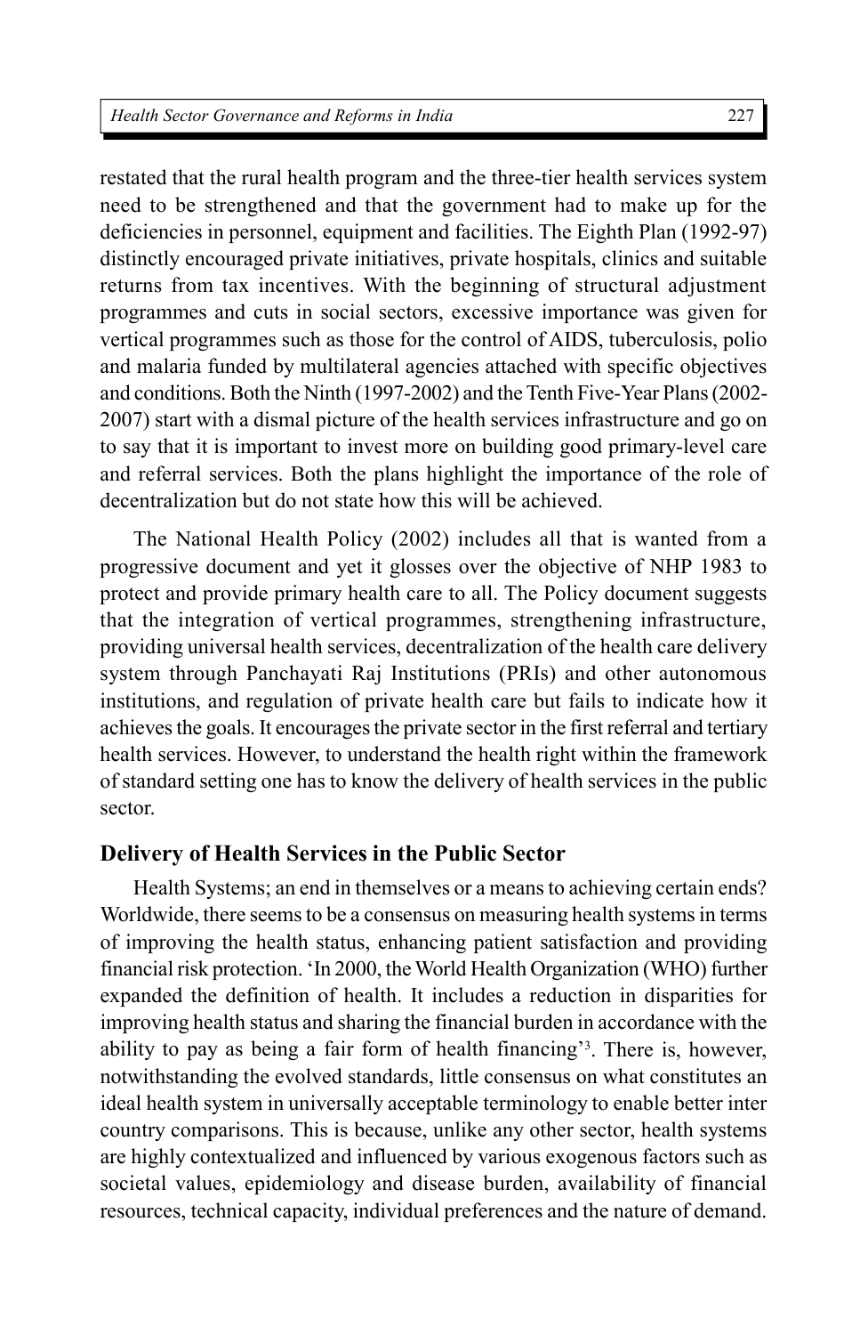restated that the rural health program and the three-tier health services system need to be strengthened and that the government had to make up for the deficiencies in personnel, equipment and facilities. The Eighth Plan (1992-97) distinctly encouraged private initiatives, private hospitals, clinics and suitable returns from tax incentives. With the beginning of structural adjustment programmes and cuts in social sectors, excessive importance was given for vertical programmes such as those for the control of AIDS, tuberculosis, polio and malaria funded by multilateral agencies attached with specific objectives and conditions. Both the Ninth (1997-2002) and the Tenth Five-Year Plans (2002-2007) start with a dismal picture of the health services infrastructure and go on to say that it is important to invest more on building good primary-level care and referral services. Both the plans highlight the importance of the role of decentralization but do not state how this will be achieved.

The National Health Policy (2002) includes all that is wanted from a progressive document and yet it glosses over the objective of NHP 1983 to protect and provide primary health care to all. The Policy document suggests that the integration of vertical programmes, strengthening infrastructure, providing universal health services, decentralization of the health care delivery system through Panchayati Raj Institutions (PRIs) and other autonomous institutions, and regulation of private health care but fails to indicate how it achieves the goals. It encourages the private sector in the first referral and tertiary health services. However, to understand the health right within the framework of standard setting one has to know the delivery of health services in the public sector.

## Delivery of Health Services in the Public Sector

Health Systems; an end in themselves or a means to achieving certain ends? Worldwide, there seems to be a consensus on measuring health systems in terms of improving the health status, enhancing patient satisfaction and providing financial risk protection. 'In 2000, the World Health Organization (WHO) further expanded the definition of health. It includes a reduction in disparities for improving health status and sharing the financial burden in accordance with the ability to pay as being a fair form of health financing'[3]. There is, however, notwithstanding the evolved standards, little consensus on what constitutes an ideal health system in universally acceptable terminology to enable better inter country comparisons. This is because, unlike any other sector, health systems are highly contextualized and influenced by various exogenous factors such as societal values, epidemiology and disease burden, availability of financial resources, technical capacity, individual preferences and the nature of demand.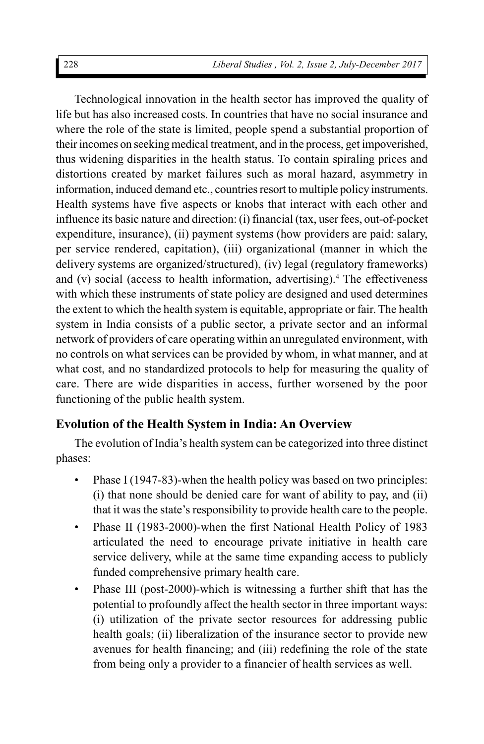Technological innovation in the health sector has improved the quality of life but has also increased costs. In countries that have no social insurance and where the role of the state is limited, people spend a substantial proportion of their incomes on seeking medical treatment, and in the process, get impoverished, thus widening disparities in the health status. To contain spiraling prices and distortions created by market failures such as moral hazard, asymmetry in information, induced demand etc., countries resort to multiple policy instruments. Health systems have five aspects or knobs that interact with each other and influence its basic nature and direction: (i) financial (tax, user fees, out-of-pocket expenditure, insurance), (ii) payment systems (how providers are paid: salary, per service rendered, capitation), (iii) organizational (manner in which the delivery systems are organized/structured), (iv) legal (regulatory frameworks) and (v) social (access to health information, advertising).[4] The effectiveness with which these instruments of state policy are designed and used determines the extent to which the health system is equitable, appropriate or fair. The health system in India consists of a public sector, a private sector and an informal network of providers of care operating within an unregulated environment, with no controls on what services can be provided by whom, in what manner, and at what cost, and no standardized protocols to help for measuring the quality of care. There are wide disparities in access, further worsened by the poor functioning of the public health system.

## Evolution of the Health System in India: An Overview

The evolution of India's health system can be categorized into three distinct phases:

- Phase I (1947-83)-when the health policy was based on two principles: (i) that none should be denied care for want of ability to pay, and (ii) that it was the state's responsibility to provide health care to the people.
- Phase II (1983-2000)-when the first National Health Policy of 1983 articulated the need to encourage private initiative in health care service delivery, while at the same time expanding access to publicly funded comprehensive primary health care.
- Phase III (post-2000)-which is witnessing a further shift that has the potential to profoundly affect the health sector in three important ways: (i) utilization of the private sector resources for addressing public health goals; (ii) liberalization of the insurance sector to provide new avenues for health financing; and (iii) redefining the role of the state from being only a provider to a financier of health services as well.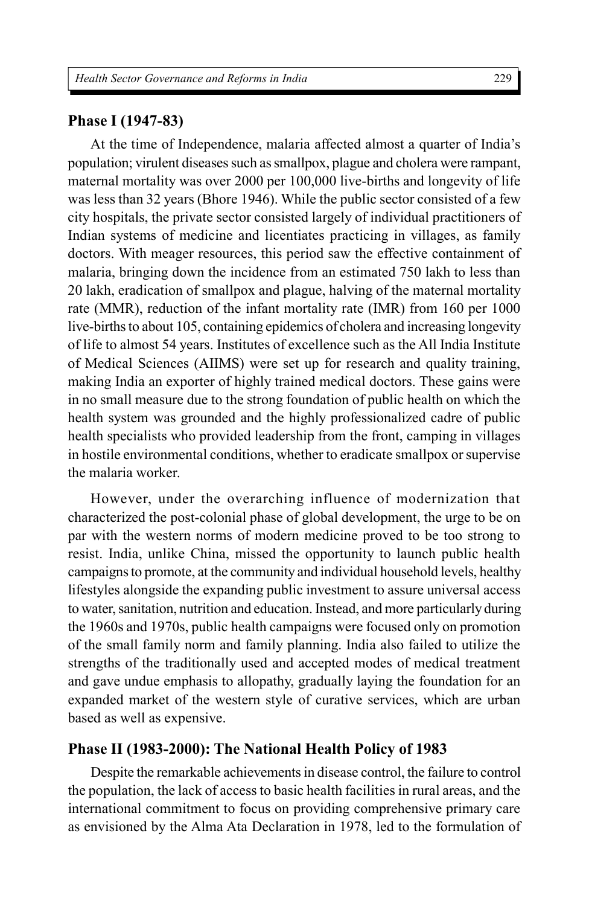### Phase I (1947-83)

At the time of Independence, malaria affected almost a quarter of India's population; virulent diseases such as smallpox, plague and cholera were rampant, maternal mortality was over 2000 per 100,000 live-births and longevity of life was less than 32 years (Bhore 1946). While the public sector consisted of a few city hospitals, the private sector consisted largely of individual practitioners of Indian systems of medicine and licentiates practicing in villages, as family doctors. With meager resources, this period saw the effective containment of malaria, bringing down the incidence from an estimated 750 lakh to less than 20 lakh, eradication of smallpox and plague, halving of the maternal mortality rate (MMR), reduction of the infant mortality rate (IMR) from 160 per 1000 live-births to about 105, containing epidemics of cholera and increasing longevity of life to almost 54 years. Institutes of excellence such as the All India Institute of Medical Sciences (AIIMS) were set up for research and quality training, making India an exporter of highly trained medical doctors. These gains were in no small measure due to the strong foundation of public health on which the health system was grounded and the highly professionalized cadre of public health specialists who provided leadership from the front, camping in villages in hostile environmental conditions, whether to eradicate smallpox or supervise the malaria worker.

However, under the overarching influence of modernization that characterized the post-colonial phase of global development, the urge to be on par with the western norms of modern medicine proved to be too strong to resist. India, unlike China, missed the opportunity to launch public health campaigns to promote, at the community and individual household levels, healthy lifestyles alongside the expanding public investment to assure universal access to water, sanitation, nutrition and education. Instead, and more particularly during the 1960s and 1970s, public health campaigns were focused only on promotion of the small family norm and family planning. India also failed to utilize the strengths of the traditionally used and accepted modes of medical treatment and gave undue emphasis to allopathy, gradually laying the foundation for an expanded market of the western style of curative services, which are urban based as well as expensive.

### Phase II (1983-2000): The National Health Policy of 1983

Despite the remarkable achievements in disease control, the failure to control the population, the lack of access to basic health facilities in rural areas, and the international commitment to focus on providing comprehensive primary care as envisioned by the Alma Ata Declaration in 1978, led to the formulation of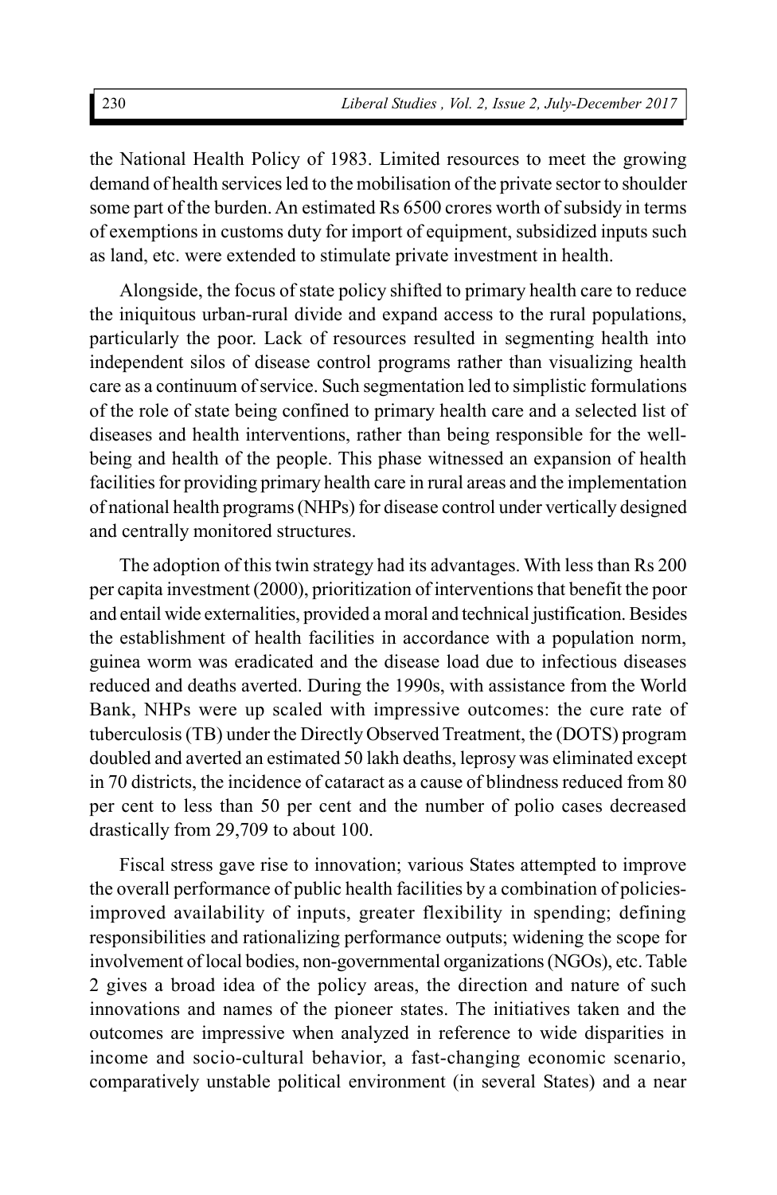the National Health Policy of 1983. Limited resources to meet the growing demand of health services led to the mobilisation of the private sector to shoulder some part of the burden. An estimated Rs 6500 crores worth of subsidy in terms of exemptions in customs duty for import of equipment, subsidized inputs such as land, etc. were extended to stimulate private investment in health.

Alongside, the focus of state policy shifted to primary health care to reduce the iniquitous urban-rural divide and expand access to the rural populations, particularly the poor. Lack of resources resulted in segmenting health into independent silos of disease control programs rather than visualizing health care as a continuum of service. Such segmentation led to simplistic formulations of the role of state being confined to primary health care and a selected list of diseases and health interventions, rather than being responsible for the well-being and health of the people. This phase witnessed an expansion of health facilities for providing primary health care in rural areas and the implementation of national health programs (NHPs) for disease control under vertically designed and centrally monitored structures.

The adoption of this twin strategy had its advantages. With less than Rs 200 per capita investment (2000), prioritization of interventions that benefit the poor and entail wide externalities, provided a moral and technical justification. Besides the establishment of health facilities in accordance with a population norm, guinea worm was eradicated and the disease load due to infectious diseases reduced and deaths averted. During the 1990s, with assistance from the World Bank, NHPs were up scaled with impressive outcomes: the cure rate of tuberculosis (TB) under the Directly Observed Treatment, the (DOTS) program doubled and averted an estimated 50 lakh deaths, leprosy was eliminated except in 70 districts, the incidence of cataract as a cause of blindness reduced from 80 per cent to less than 50 per cent and the number of polio cases decreased drastically from 29,709 to about 100.

Fiscal stress gave rise to innovation; various States attempted to improve the overall performance of public health facilities by a combination of policies-improved availability of inputs, greater flexibility in spending; defining responsibilities and rationalizing performance outputs; widening the scope for involvement of local bodies, non-governmental organizations (NGOs), etc. Table 2 gives a broad idea of the policy areas, the direction and nature of such innovations and names of the pioneer states. The initiatives taken and the outcomes are impressive when analyzed in reference to wide disparities in income and socio-cultural behavior, a fast-changing economic scenario, comparatively unstable political environment (in several States) and a near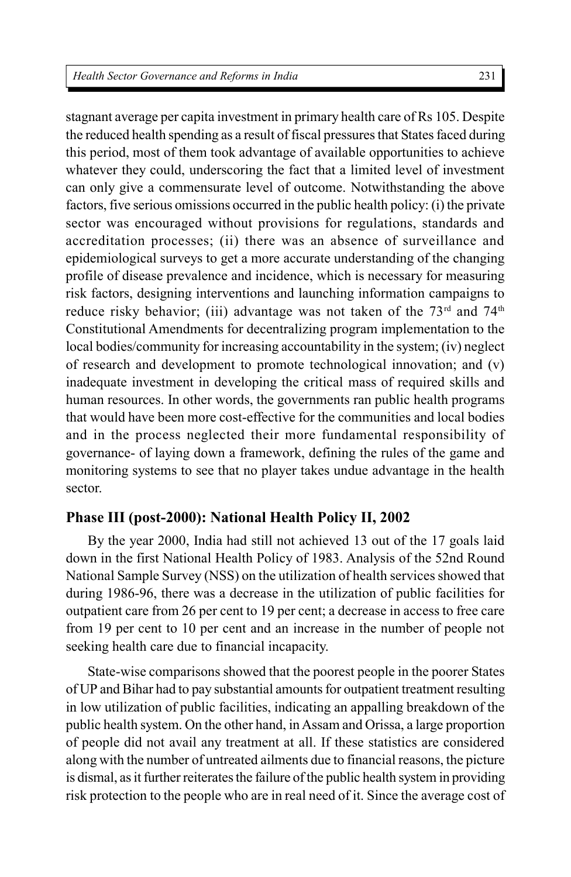stagnant average per capita investment in primary health care of Rs 105. Despite the reduced health spending as a result of fiscal pressures that States faced during this period, most of them took advantage of available opportunities to achieve whatever they could, underscoring the fact that a limited level of investment can only give a commensurate level of outcome. Notwithstanding the above factors, five serious omissions occurred in the public health policy: (i) the private sector was encouraged without provisions for regulations, standards and accreditation processes; (ii) there was an absence of surveillance and epidemiological surveys to get a more accurate understanding of the changing profile of disease prevalence and incidence, which is necessary for measuring risk factors, designing interventions and launching information campaigns to reduce risky behavior; (iii) advantage was not taken of the 73rd and 74th Constitutional Amendments for decentralizing program implementation to the local bodies/community for increasing accountability in the system; (iv) neglect of research and development to promote technological innovation; and (v) inadequate investment in developing the critical mass of required skills and human resources. In other words, the governments ran public health programs that would have been more cost-effective for the communities and local bodies and in the process neglected their more fundamental responsibility of governance- of laying down a framework, defining the rules of the game and monitoring systems to see that no player takes undue advantage in the health sector.

### Phase III (post-2000): National Health Policy II, 2002

By the year 2000, India had still not achieved 13 out of the 17 goals laid down in the first National Health Policy of 1983. Analysis of the 52nd Round National Sample Survey (NSS) on the utilization of health services showed that during 1986-96, there was a decrease in the utilization of public facilities for outpatient care from 26 per cent to 19 per cent; a decrease in access to free care from 19 per cent to 10 per cent and an increase in the number of people not seeking health care due to financial incapacity.

State-wise comparisons showed that the poorest people in the poorer States of UP and Bihar had to pay substantial amounts for outpatient treatment resulting in low utilization of public facilities, indicating an appalling breakdown of the public health system. On the other hand, in Assam and Orissa, a large proportion of people did not avail any treatment at all. If these statistics are considered along with the number of untreated ailments due to financial reasons, the picture is dismal, as it further reiterates the failure of the public health system in providing risk protection to the people who are in real need of it. Since the average cost of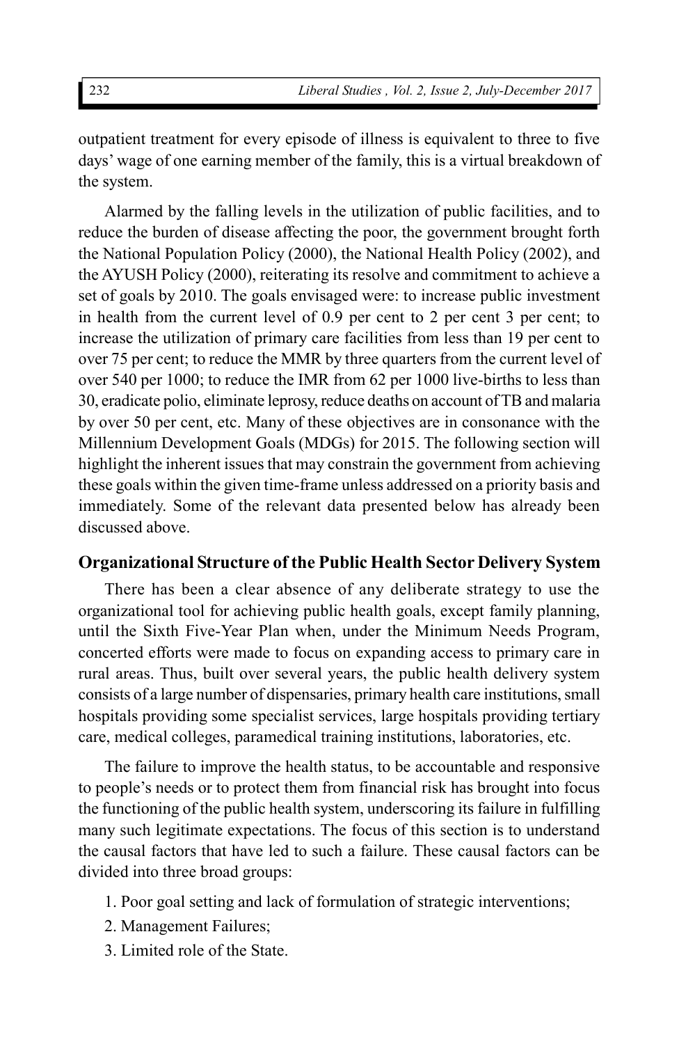outpatient treatment for every episode of illness is equivalent to three to five days' wage of one earning member of the family, this is a virtual breakdown of the system.

Alarmed by the falling levels in the utilization of public facilities, and to reduce the burden of disease affecting the poor, the government brought forth the National Population Policy (2000), the National Health Policy (2002), and the AYUSH Policy (2000), reiterating its resolve and commitment to achieve a set of goals by 2010. The goals envisaged were: to increase public investment in health from the current level of 0.9 per cent to 2 per cent 3 per cent; to increase the utilization of primary care facilities from less than 19 per cent to over 75 per cent; to reduce the MMR by three quarters from the current level of over 540 per 1000; to reduce the IMR from 62 per 1000 live-births to less than 30, eradicate polio, eliminate leprosy, reduce deaths on account of TB and malaria by over 50 per cent, etc. Many of these objectives are in consonance with the Millennium Development Goals (MDGs) for 2015. The following section will highlight the inherent issues that may constrain the government from achieving these goals within the given time-frame unless addressed on a priority basis and immediately. Some of the relevant data presented below has already been discussed above.

## Organizational Structure of the Public Health Sector Delivery System

There has been a clear absence of any deliberate strategy to use the organizational tool for achieving public health goals, except family planning, until the Sixth Five-Year Plan when, under the Minimum Needs Program, concerted efforts were made to focus on expanding access to primary care in rural areas. Thus, built over several years, the public health delivery system consists of a large number of dispensaries, primary health care institutions, small hospitals providing some specialist services, large hospitals providing tertiary care, medical colleges, paramedical training institutions, laboratories, etc.

The failure to improve the health status, to be accountable and responsive to people's needs or to protect them from financial risk has brought into focus the functioning of the public health system, underscoring its failure in fulfilling many such legitimate expectations. The focus of this section is to understand the causal factors that have led to such a failure. These causal factors can be divided into three broad groups:

1. Poor goal setting and lack of formulation of strategic interventions;
2. Management Failures;
3. Limited role of the State.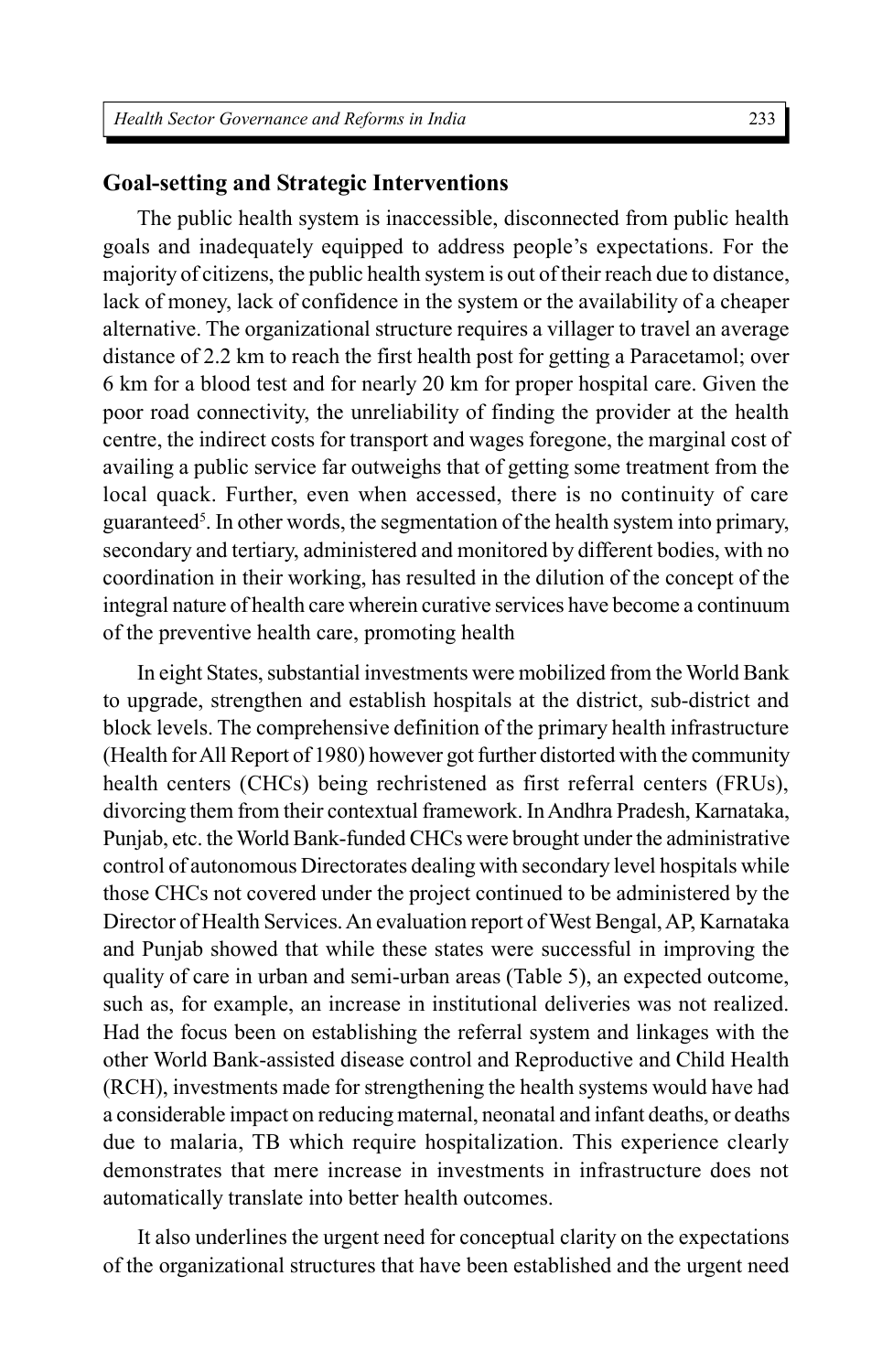## Goal-setting and Strategic Interventions

The public health system is inaccessible, disconnected from public health goals and inadequately equipped to address people's expectations. For the majority of citizens, the public health system is out of their reach due to distance, lack of money, lack of confidence in the system or the availability of a cheaper alternative. The organizational structure requires a villager to travel an average distance of 2.2 km to reach the first health post for getting a Paracetamol; over 6 km for a blood test and for nearly 20 km for proper hospital care. Given the poor road connectivity, the unreliability of finding the provider at the health centre, the indirect costs for transport and wages foregone, the marginal cost of availing a public service far outweighs that of getting some treatment from the local quack. Further, even when accessed, there is no continuity of care guaranteed[5]. In other words, the segmentation of the health system into primary, secondary and tertiary, administered and monitored by different bodies, with no coordination in their working, has resulted in the dilution of the concept of the integral nature of health care wherein curative services have become a continuum of the preventive health care, promoting health

In eight States, substantial investments were mobilized from the World Bank to upgrade, strengthen and establish hospitals at the district, sub-district and block levels. The comprehensive definition of the primary health infrastructure (Health for All Report of 1980) however got further distorted with the community health centers (CHCs) being rechristened as first referral centers (FRUs), divorcing them from their contextual framework. In Andhra Pradesh, Karnataka, Punjab, etc. the World Bank-funded CHCs were brought under the administrative control of autonomous Directorates dealing with secondary level hospitals while those CHCs not covered under the project continued to be administered by the Director of Health Services. An evaluation report of West Bengal, AP, Karnataka and Punjab showed that while these states were successful in improving the quality of care in urban and semi-urban areas (Table 5), an expected outcome, such as, for example, an increase in institutional deliveries was not realized. Had the focus been on establishing the referral system and linkages with the other World Bank-assisted disease control and Reproductive and Child Health (RCH), investments made for strengthening the health systems would have had a considerable impact on reducing maternal, neonatal and infant deaths, or deaths due to malaria, TB which require hospitalization. This experience clearly demonstrates that mere increase in investments in infrastructure does not automatically translate into better health outcomes.

It also underlines the urgent need for conceptual clarity on the expectations of the organizational structures that have been established and the urgent need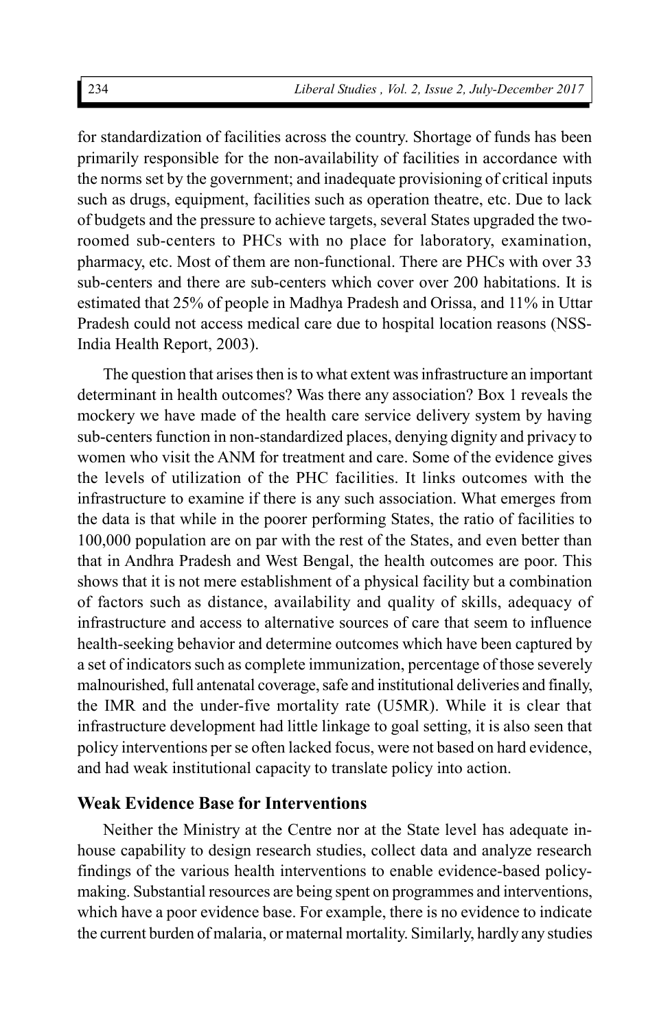for standardization of facilities across the country. Shortage of funds has been primarily responsible for the non-availability of facilities in accordance with the norms set by the government; and inadequate provisioning of critical inputs such as drugs, equipment, facilities such as operation theatre, etc. Due to lack of budgets and the pressure to achieve targets, several States upgraded the two-roomed sub-centers to PHCs with no place for laboratory, examination, pharmacy, etc. Most of them are non-functional. There are PHCs with over 33 sub-centers and there are sub-centers which cover over 200 habitations. It is estimated that 25% of people in Madhya Pradesh and Orissa, and 11% in Uttar Pradesh could not access medical care due to hospital location reasons (NSS-India Health Report, 2003).

The question that arises then is to what extent was infrastructure an important determinant in health outcomes? Was there any association? Box 1 reveals the mockery we have made of the health care service delivery system by having sub-centers function in non-standardized places, denying dignity and privacy to women who visit the ANM for treatment and care. Some of the evidence gives the levels of utilization of the PHC facilities. It links outcomes with the infrastructure to examine if there is any such association. What emerges from the data is that while in the poorer performing States, the ratio of facilities to 100,000 population are on par with the rest of the States, and even better than that in Andhra Pradesh and West Bengal, the health outcomes are poor. This shows that it is not mere establishment of a physical facility but a combination of factors such as distance, availability and quality of skills, adequacy of infrastructure and access to alternative sources of care that seem to influence health-seeking behavior and determine outcomes which have been captured by a set of indicators such as complete immunization, percentage of those severely malnourished, full antenatal coverage, safe and institutional deliveries and finally, the IMR and the under-five mortality rate (U5MR). While it is clear that infrastructure development had little linkage to goal setting, it is also seen that policy interventions per se often lacked focus, were not based on hard evidence, and had weak institutional capacity to translate policy into action.

### Weak Evidence Base for Interventions

Neither the Ministry at the Centre nor at the State level has adequate in-house capability to design research studies, collect data and analyze research findings of the various health interventions to enable evidence-based policy-making. Substantial resources are being spent on programmes and interventions, which have a poor evidence base. For example, there is no evidence to indicate the current burden of malaria, or maternal mortality. Similarly, hardly any studies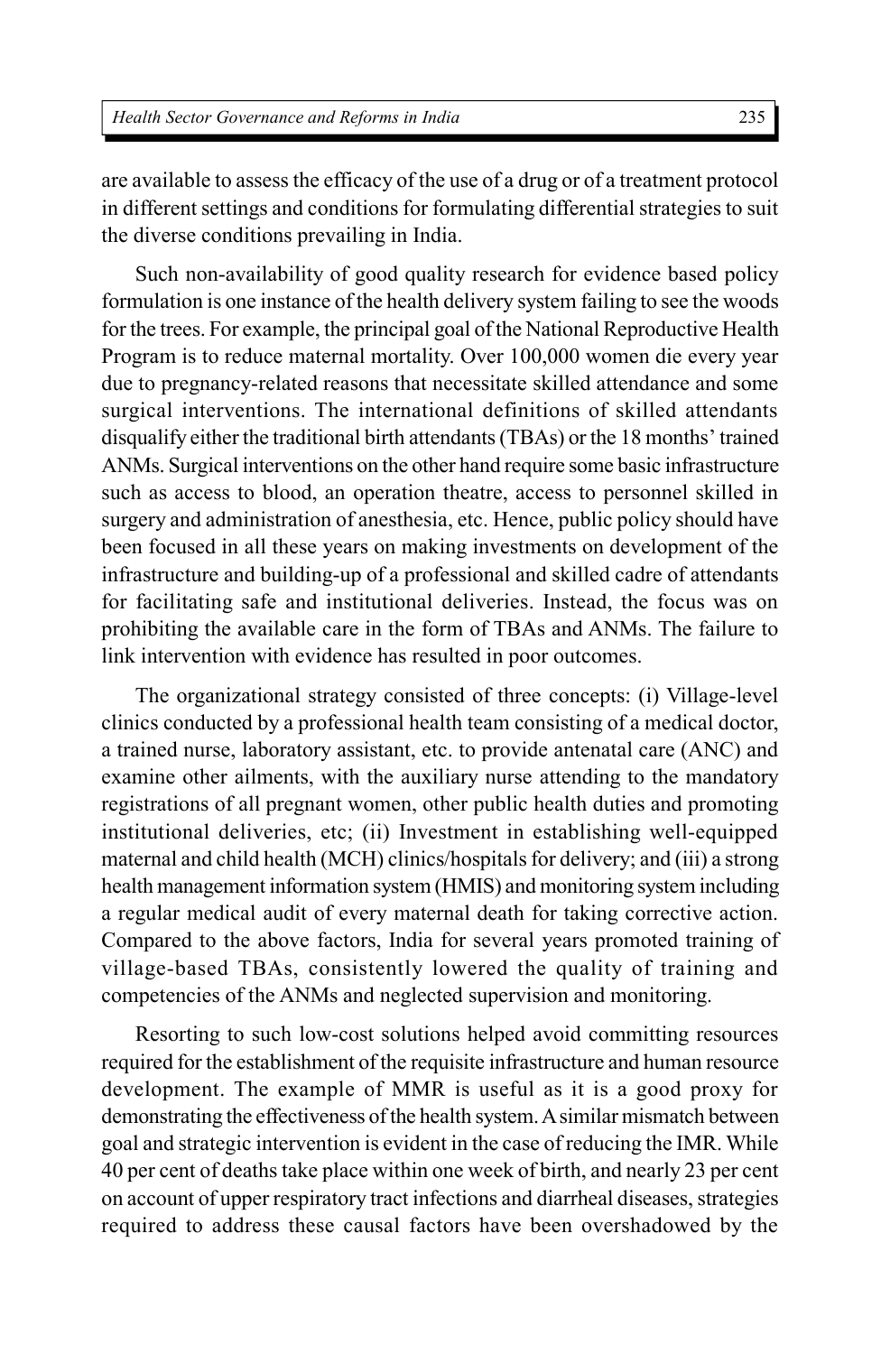are available to assess the efficacy of the use of a drug or of a treatment protocol in different settings and conditions for formulating differential strategies to suit the diverse conditions prevailing in India.

Such non-availability of good quality research for evidence based policy formulation is one instance of the health delivery system failing to see the woods for the trees. For example, the principal goal of the National Reproductive Health Program is to reduce maternal mortality. Over 100,000 women die every year due to pregnancy-related reasons that necessitate skilled attendance and some surgical interventions. The international definitions of skilled attendants disqualify either the traditional birth attendants (TBAs) or the 18 months' trained ANMs. Surgical interventions on the other hand require some basic infrastructure such as access to blood, an operation theatre, access to personnel skilled in surgery and administration of anesthesia, etc. Hence, public policy should have been focused in all these years on making investments on development of the infrastructure and building-up of a professional and skilled cadre of attendants for facilitating safe and institutional deliveries. Instead, the focus was on prohibiting the available care in the form of TBAs and ANMs. The failure to link intervention with evidence has resulted in poor outcomes.

The organizational strategy consisted of three concepts: (i) Village-level clinics conducted by a professional health team consisting of a medical doctor, a trained nurse, laboratory assistant, etc. to provide antenatal care (ANC) and examine other ailments, with the auxiliary nurse attending to the mandatory registrations of all pregnant women, other public health duties and promoting institutional deliveries, etc; (ii) Investment in establishing well-equipped maternal and child health (MCH) clinics/hospitals for delivery; and (iii) a strong health management information system (HMIS) and monitoring system including a regular medical audit of every maternal death for taking corrective action. Compared to the above factors, India for several years promoted training of village-based TBAs, consistently lowered the quality of training and competencies of the ANMs and neglected supervision and monitoring.

Resorting to such low-cost solutions helped avoid committing resources required for the establishment of the requisite infrastructure and human resource development. The example of MMR is useful as it is a good proxy for demonstrating the effectiveness of the health system. A similar mismatch between goal and strategic intervention is evident in the case of reducing the IMR. While 40 per cent of deaths take place within one week of birth, and nearly 23 per cent on account of upper respiratory tract infections and diarrheal diseases, strategies required to address these causal factors have been overshadowed by the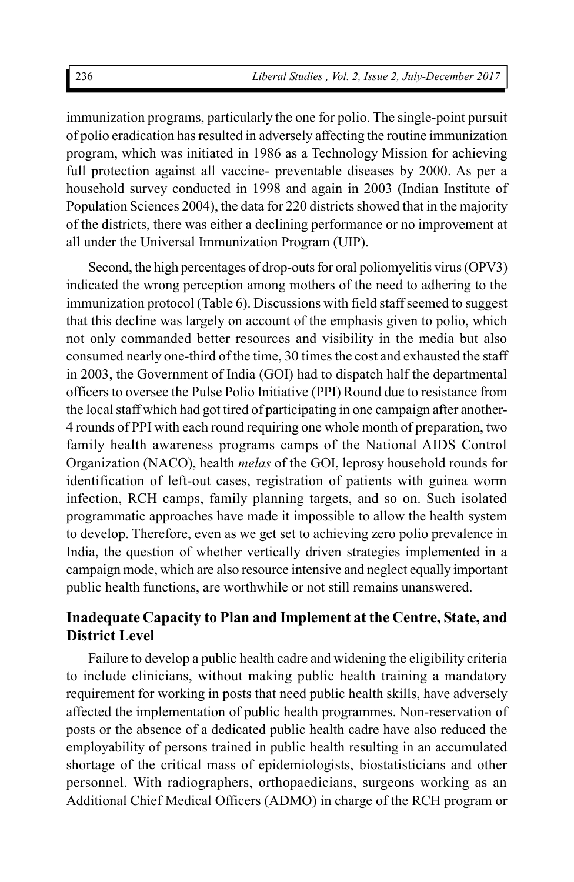immunization programs, particularly the one for polio. The single-point pursuit of polio eradication has resulted in adversely affecting the routine immunization program, which was initiated in 1986 as a Technology Mission for achieving full protection against all vaccine- preventable diseases by 2000. As per a household survey conducted in 1998 and again in 2003 (Indian Institute of Population Sciences 2004), the data for 220 districts showed that in the majority of the districts, there was either a declining performance or no improvement at all under the Universal Immunization Program (UIP).

Second, the high percentages of drop-outs for oral poliomyelitis virus (OPV3) indicated the wrong perception among mothers of the need to adhering to the immunization protocol (Table 6). Discussions with field staff seemed to suggest that this decline was largely on account of the emphasis given to polio, which not only commanded better resources and visibility in the media but also consumed nearly one-third of the time, 30 times the cost and exhausted the staff in 2003, the Government of India (GOI) had to dispatch half the departmental officers to oversee the Pulse Polio Initiative (PPI) Round due to resistance from the local staff which had got tired of participating in one campaign after another- 4 rounds of PPI with each round requiring one whole month of preparation, two family health awareness programs camps of the National AIDS Control Organization (NACO), health *melas* of the GOI, leprosy household rounds for identification of left-out cases, registration of patients with guinea worm infection, RCH camps, family planning targets, and so on. Such isolated programmatic approaches have made it impossible to allow the health system to develop. Therefore, even as we get set to achieving zero polio prevalence in India, the question of whether vertically driven strategies implemented in a campaign mode, which are also resource intensive and neglect equally important public health functions, are worthwhile or not still remains unanswered.

## Inadequate Capacity to Plan and Implement at the Centre, State, and District Level

Failure to develop a public health cadre and widening the eligibility criteria to include clinicians, without making public health training a mandatory requirement for working in posts that need public health skills, have adversely affected the implementation of public health programmes. Non-reservation of posts or the absence of a dedicated public health cadre have also reduced the employability of persons trained in public health resulting in an accumulated shortage of the critical mass of epidemiologists, biostatisticians and other personnel. With radiographers, orthopaedicians, surgeons working as an Additional Chief Medical Officers (ADMO) in charge of the RCH program or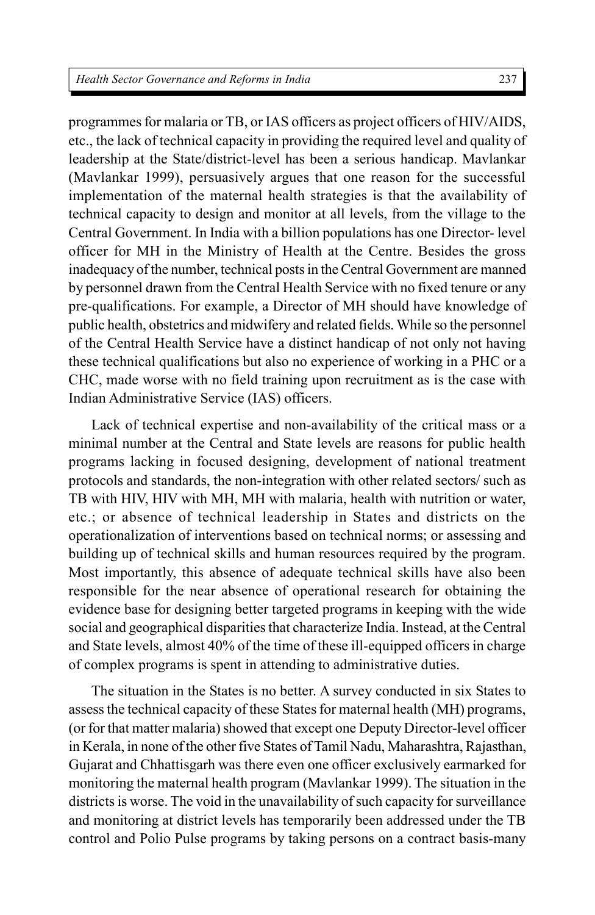programmes for malaria or TB, or IAS officers as project officers of HIV/AIDS, etc., the lack of technical capacity in providing the required level and quality of leadership at the State/district-level has been a serious handicap. Mavlankar (Mavlankar 1999), persuasively argues that one reason for the successful implementation of the maternal health strategies is that the availability of technical capacity to design and monitor at all levels, from the village to the Central Government. In India with a billion populations has one Director- level officer for MH in the Ministry of Health at the Centre. Besides the gross inadequacy of the number, technical posts in the Central Government are manned by personnel drawn from the Central Health Service with no fixed tenure or any pre-qualifications. For example, a Director of MH should have knowledge of public health, obstetrics and midwifery and related fields. While so the personnel of the Central Health Service have a distinct handicap of not only not having these technical qualifications but also no experience of working in a PHC or a CHC, made worse with no field training upon recruitment as is the case with Indian Administrative Service (IAS) officers.

Lack of technical expertise and non-availability of the critical mass or a minimal number at the Central and State levels are reasons for public health programs lacking in focused designing, development of national treatment protocols and standards, the non-integration with other related sectors/ such as TB with HIV, HIV with MH, MH with malaria, health with nutrition or water, etc.; or absence of technical leadership in States and districts on the operationalization of interventions based on technical norms; or assessing and building up of technical skills and human resources required by the program. Most importantly, this absence of adequate technical skills have also been responsible for the near absence of operational research for obtaining the evidence base for designing better targeted programs in keeping with the wide social and geographical disparities that characterize India. Instead, at the Central and State levels, almost 40% of the time of these ill-equipped officers in charge of complex programs is spent in attending to administrative duties.

The situation in the States is no better. A survey conducted in six States to assess the technical capacity of these States for maternal health (MH) programs, (or for that matter malaria) showed that except one Deputy Director-level officer in Kerala, in none of the other five States of Tamil Nadu, Maharashtra, Rajasthan, Gujarat and Chhattisgarh was there even one officer exclusively earmarked for monitoring the maternal health program (Mavlankar 1999). The situation in the districts is worse. The void in the unavailability of such capacity for surveillance and monitoring at district levels has temporarily been addressed under the TB control and Polio Pulse programs by taking persons on a contract basis-many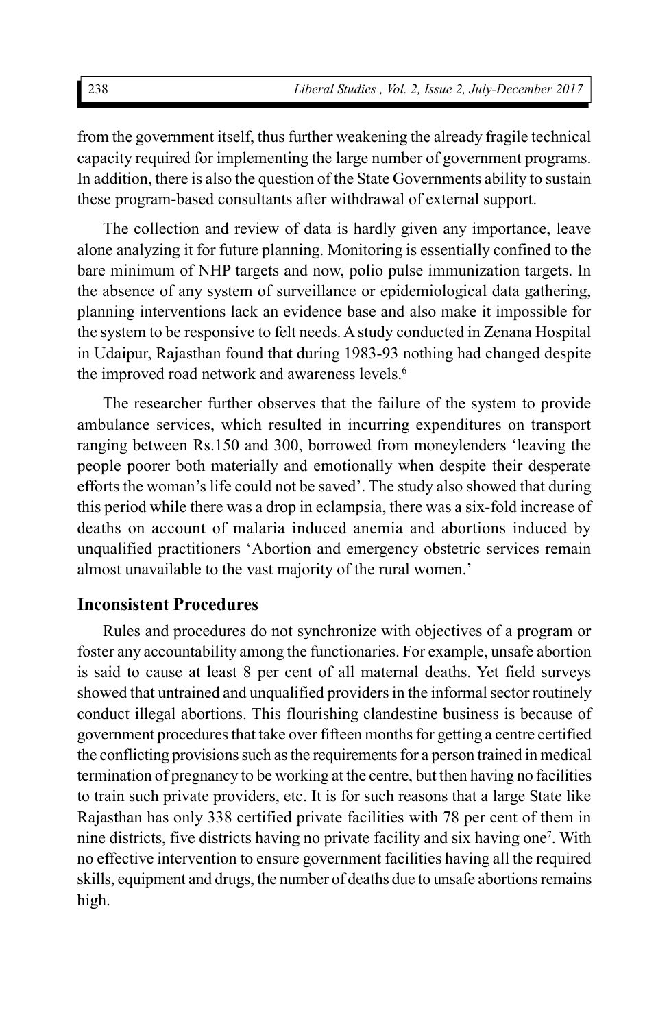from the government itself, thus further weakening the already fragile technical capacity required for implementing the large number of government programs. In addition, there is also the question of the State Governments ability to sustain these program-based consultants after withdrawal of external support.

The collection and review of data is hardly given any importance, leave alone analyzing it for future planning. Monitoring is essentially confined to the bare minimum of NHP targets and now, polio pulse immunization targets. In the absence of any system of surveillance or epidemiological data gathering, planning interventions lack an evidence base and also make it impossible for the system to be responsive to felt needs. A study conducted in Zenana Hospital in Udaipur, Rajasthan found that during 1983-93 nothing had changed despite the improved road network and awareness levels.[6]

The researcher further observes that the failure of the system to provide ambulance services, which resulted in incurring expenditures on transport ranging between Rs.150 and 300, borrowed from moneylenders 'leaving the people poorer both materially and emotionally when despite their desperate efforts the woman's life could not be saved'. The study also showed that during this period while there was a drop in eclampsia, there was a six-fold increase of deaths on account of malaria induced anemia and abortions induced by unqualified practitioners 'Abortion and emergency obstetric services remain almost unavailable to the vast majority of the rural women.'

## Inconsistent Procedures

Rules and procedures do not synchronize with objectives of a program or foster any accountability among the functionaries. For example, unsafe abortion is said to cause at least 8 per cent of all maternal deaths. Yet field surveys showed that untrained and unqualified providers in the informal sector routinely conduct illegal abortions. This flourishing clandestine business is because of government procedures that take over fifteen months for getting a centre certified the conflicting provisions such as the requirements for a person trained in medical termination of pregnancy to be working at the centre, but then having no facilities to train such private providers, etc. It is for such reasons that a large State like Rajasthan has only 338 certified private facilities with 78 per cent of them in nine districts, five districts having no private facility and six having one[7]. With no effective intervention to ensure government facilities having all the required skills, equipment and drugs, the number of deaths due to unsafe abortions remains high.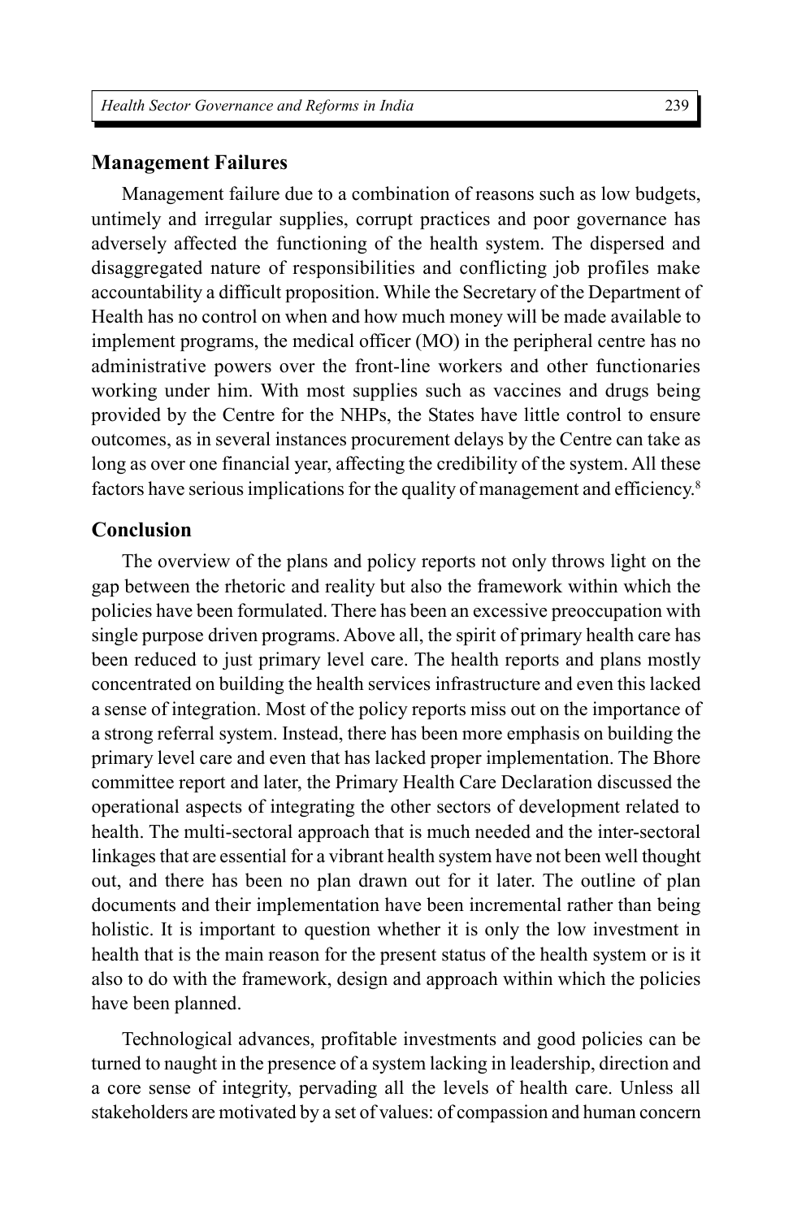## Management Failures

Management failure due to a combination of reasons such as low budgets, untimely and irregular supplies, corrupt practices and poor governance has adversely affected the functioning of the health system. The dispersed and disaggregated nature of responsibilities and conflicting job profiles make accountability a difficult proposition. While the Secretary of the Department of Health has no control on when and how much money will be made available to implement programs, the medical officer (MO) in the peripheral centre has no administrative powers over the front-line workers and other functionaries working under him. With most supplies such as vaccines and drugs being provided by the Centre for the NHPs, the States have little control to ensure outcomes, as in several instances procurement delays by the Centre can take as long as over one financial year, affecting the credibility of the system. All these factors have serious implications for the quality of management and efficiency.[8]

## Conclusion

The overview of the plans and policy reports not only throws light on the gap between the rhetoric and reality but also the framework within which the policies have been formulated. There has been an excessive preoccupation with single purpose driven programs. Above all, the spirit of primary health care has been reduced to just primary level care. The health reports and plans mostly concentrated on building the health services infrastructure and even this lacked a sense of integration. Most of the policy reports miss out on the importance of a strong referral system. Instead, there has been more emphasis on building the primary level care and even that has lacked proper implementation. The Bhore committee report and later, the Primary Health Care Declaration discussed the operational aspects of integrating the other sectors of development related to health. The multi-sectoral approach that is much needed and the inter-sectoral linkages that are essential for a vibrant health system have not been well thought out, and there has been no plan drawn out for it later. The outline of plan documents and their implementation have been incremental rather than being holistic. It is important to question whether it is only the low investment in health that is the main reason for the present status of the health system or is it also to do with the framework, design and approach within which the policies have been planned.

Technological advances, profitable investments and good policies can be turned to naught in the presence of a system lacking in leadership, direction and a core sense of integrity, pervading all the levels of health care. Unless all stakeholders are motivated by a set of values: of compassion and human concern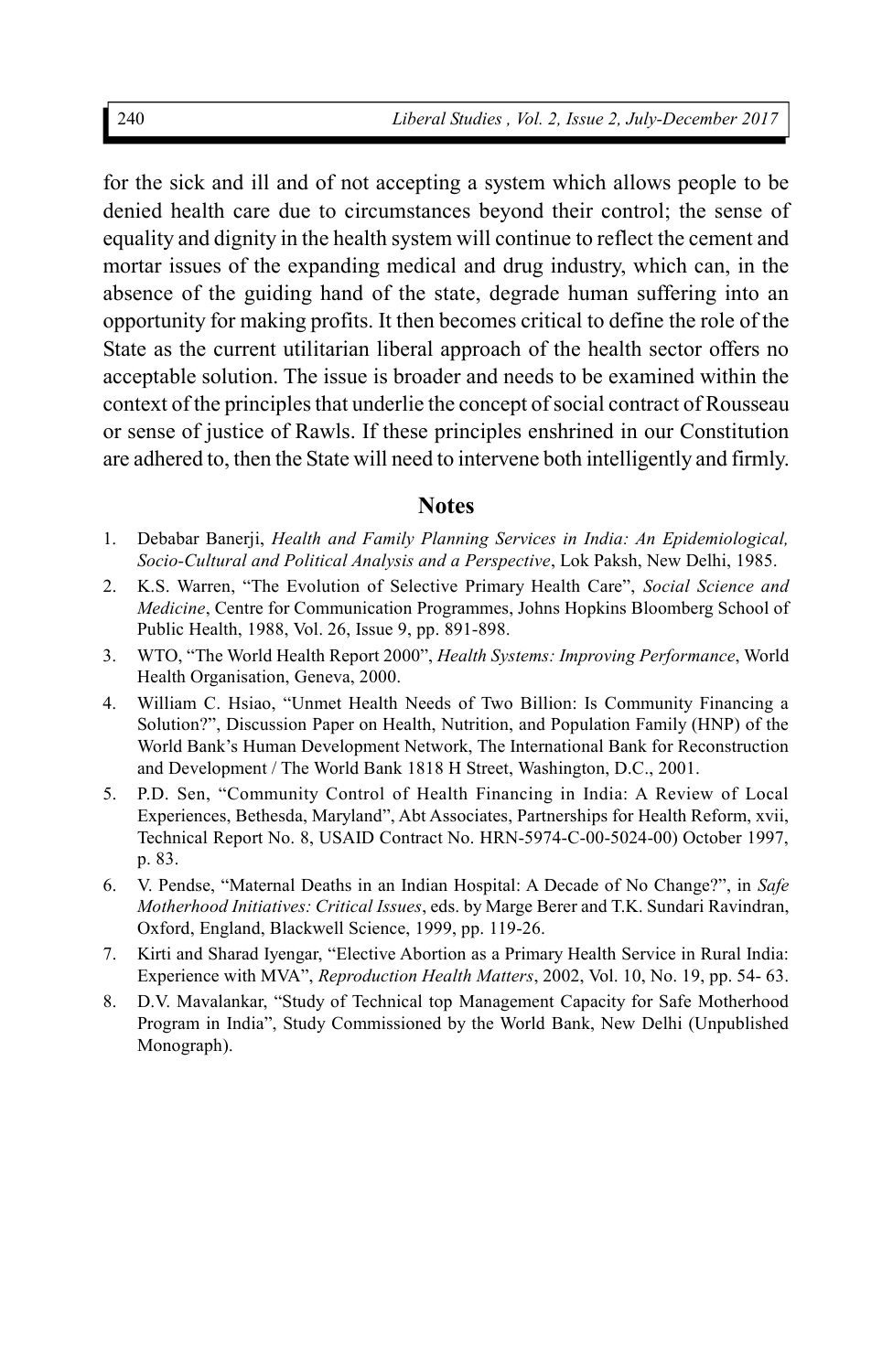for the sick and ill and of not accepting a system which allows people to be denied health care due to circumstances beyond their control; the sense of equality and dignity in the health system will continue to reflect the cement and mortar issues of the expanding medical and drug industry, which can, in the absence of the guiding hand of the state, degrade human suffering into an opportunity for making profits. It then becomes critical to define the role of the State as the current utilitarian liberal approach of the health sector offers no acceptable solution. The issue is broader and needs to be examined within the context of the principles that underlie the concept of social contract of Rousseau or sense of justice of Rawls. If these principles enshrined in our Constitution are adhered to, then the State will need to intervene both intelligently and firmly.

## Notes

1. Debabar Banerji, *Health and Family Planning Services in India: An Epidemiological, Socio-Cultural and Political Analysis and a Perspective*, Lok Paksh, New Delhi, 1985.
2. K.S. Warren, "The Evolution of Selective Primary Health Care", *Social Science and Medicine*, Centre for Communication Programmes, Johns Hopkins Bloomberg School of Public Health, 1988, Vol. 26, Issue 9, pp. 891-898.
3. WTO, "The World Health Report 2000", *Health Systems: Improving Performance*, World Health Organisation, Geneva, 2000.
4. William C. Hsiao, "Unmet Health Needs of Two Billion: Is Community Financing a Solution?", Discussion Paper on Health, Nutrition, and Population Family (HNP) of the World Bank's Human Development Network, The International Bank for Reconstruction and Development / The World Bank 1818 H Street, Washington, D.C., 2001.
5. P.D. Sen, "Community Control of Health Financing in India: A Review of Local Experiences, Bethesda, Maryland", Abt Associates, Partnerships for Health Reform, xvii, Technical Report No. 8, USAID Contract No. HRN-5974-C-00-5024-00) October 1997, p. 83.
6. V. Pendse, "Maternal Deaths in an Indian Hospital: A Decade of No Change?", in *Safe Motherhood Initiatives: Critical Issues*, eds. by Marge Berer and T.K. Sundari Ravindran, Oxford, England, Blackwell Science, 1999, pp. 119-26.
7. Kirti and Sharad Iyengar, "Elective Abortion as a Primary Health Service in Rural India: Experience with MVA", *Reproduction Health Matters*, 2002, Vol. 10, No. 19, pp. 54- 63.
8. D.V. Mavalankar, "Study of Technical top Management Capacity for Safe Motherhood Program in India", Study Commissioned by the World Bank, New Delhi (Unpublished Monograph).